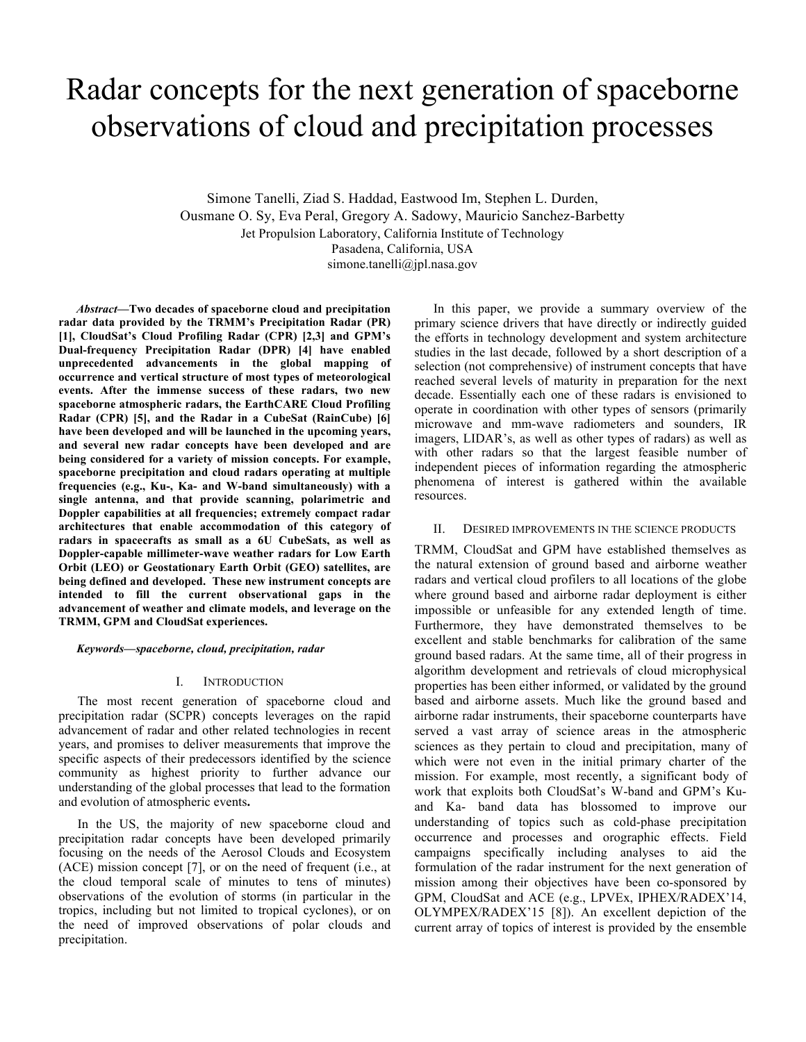# Radar concepts for the next generation of spaceborne observations of cloud and precipitation processes

Simone Tanelli, Ziad S. Haddad, Eastwood Im, Stephen L. Durden,
Ousmane O. Sy, Eva Peral, Gregory A. Sadowy, Mauricio Sanchez-Barbetty
Jet Propulsion Laboratory, California Institute of Technology
Pasadena, California, USA
simone.tanelli@jpl.nasa.gov

***Abstract*—Two decades of spaceborne cloud and precipitation radar data provided by the TRMM's Precipitation Radar (PR) [1], CloudSat's Cloud Profiling Radar (CPR) [2,3] and GPM's Dual-frequency Precipitation Radar (DPR) [4] have enabled unprecedented advancements in the global mapping of occurrence and vertical structure of most types of meteorological events. After the immense success of these radars, two new spaceborne atmospheric radars, the EarthCARE Cloud Profiling Radar (CPR) [5], and the Radar in a CubeSat (RainCube) [6] have been developed and will be launched in the upcoming years, and several new radar concepts have been developed and are being considered for a variety of mission concepts. For example, spaceborne precipitation and cloud radars operating at multiple frequencies (e.g., Ku-, Ka- and W-band simultaneously) with a single antenna, and that provide scanning, polarimetric and Doppler capabilities at all frequencies; extremely compact radar architectures that enable accommodation of this category of radars in spacecrafts as small as a 6U CubeSats, as well as Doppler-capable millimeter-wave weather radars for Low Earth Orbit (LEO) or Geostationary Earth Orbit (GEO) satellites, are being defined and developed. These new instrument concepts are intended to fill the current observational gaps in the advancement of weather and climate models, and leverage on the TRMM, GPM and CloudSat experiences.**

***Keywords*—spaceborne, cloud, precipitation, radar**

## I. Introduction

The most recent generation of spaceborne cloud and precipitation radar (SCPR) concepts leverages on the rapid advancement of radar and other related technologies in recent years, and promises to deliver measurements that improve the specific aspects of their predecessors identified by the science community as highest priority to further advance our understanding of the global processes that lead to the formation and evolution of atmospheric events**.**

In the US, the majority of new spaceborne cloud and precipitation radar concepts have been developed primarily focusing on the needs of the Aerosol Clouds and Ecosystem (ACE) mission concept [7], or on the need of frequent (i.e., at the cloud temporal scale of minutes to tens of minutes) observations of the evolution of storms (in particular in the tropics, including but not limited to tropical cyclones), or on the need of improved observations of polar clouds and precipitation.

In this paper, we provide a summary overview of the primary science drivers that have directly or indirectly guided the efforts in technology development and system architecture studies in the last decade, followed by a short description of a selection (not comprehensive) of instrument concepts that have reached several levels of maturity in preparation for the next decade. Essentially each one of these radars is envisioned to operate in coordination with other types of sensors (primarily microwave and mm-wave radiometers and sounders, IR imagers, LIDAR's, as well as other types of radars) as well as with other radars so that the largest feasible number of independent pieces of information regarding the atmospheric phenomena of interest is gathered within the available resources.

## II. Desired improvements in the science products

TRMM, CloudSat and GPM have established themselves as the natural extension of ground based and airborne weather radars and vertical cloud profilers to all locations of the globe where ground based and airborne radar deployment is either impossible or unfeasible for any extended length of time. Furthermore, they have demonstrated themselves to be excellent and stable benchmarks for calibration of the same ground based radars. At the same time, all of their progress in algorithm development and retrievals of cloud microphysical properties has been either informed, or validated by the ground based and airborne assets. Much like the ground based and airborne radar instruments, their spaceborne counterparts have served a vast array of science areas in the atmospheric sciences as they pertain to cloud and precipitation, many of which were not even in the initial primary charter of the mission. For example, most recently, a significant body of work that exploits both CloudSat's W-band and GPM's Ku- and Ka- band data has blossomed to improve our understanding of topics such as cold-phase precipitation occurrence and processes and orographic effects. Field campaigns specifically including analyses to aid the formulation of the radar instrument for the next generation of mission among their objectives have been co-sponsored by GPM, CloudSat and ACE (e.g., LPVEx, IPHEX/RADEX'14, OLYMPEX/RADEX'15 [8]). An excellent depiction of the current array of topics of interest is provided by the ensemble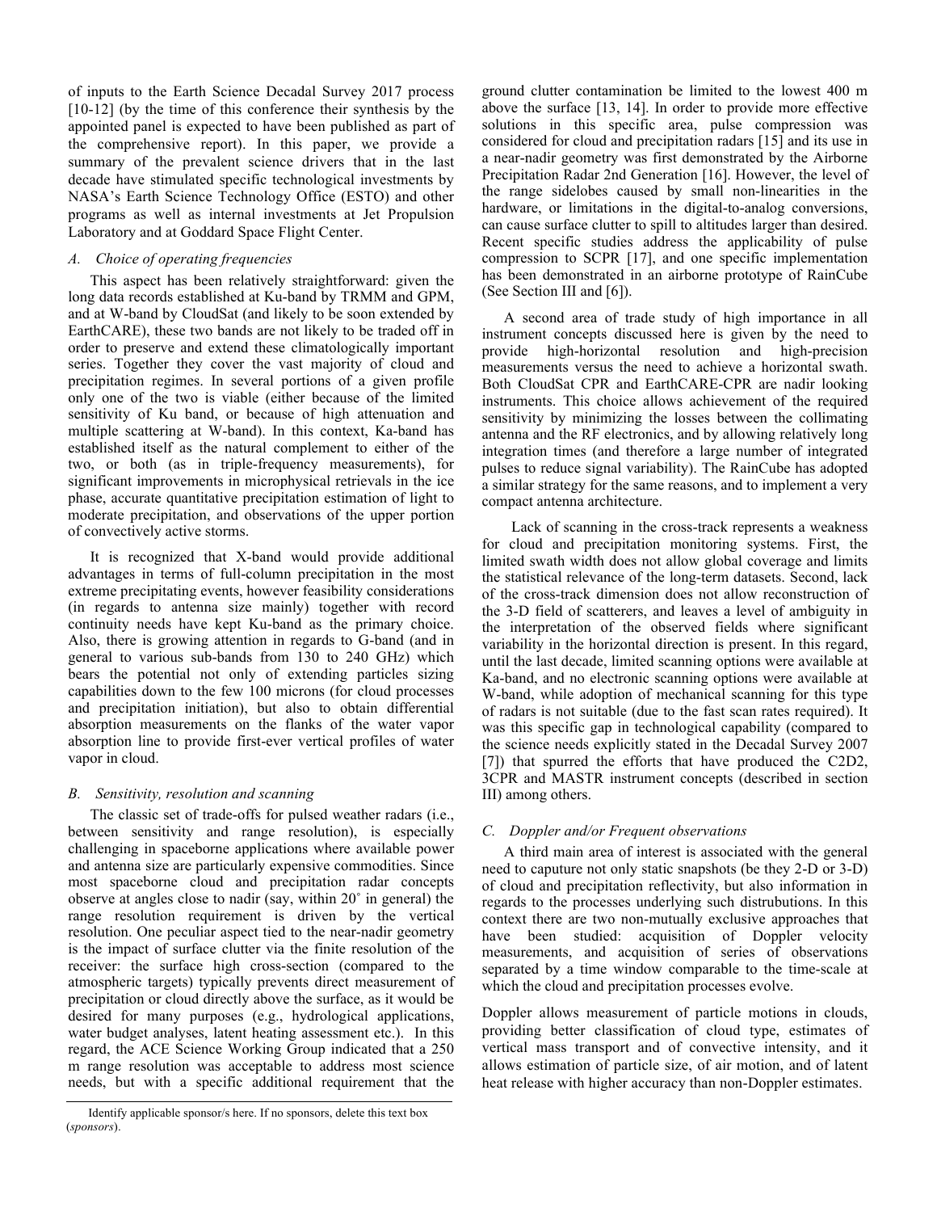of inputs to the Earth Science Decadal Survey 2017 process [10-12] (by the time of this conference their synthesis by the appointed panel is expected to have been published as part of the comprehensive report). In this paper, we provide a summary of the prevalent science drivers that in the last decade have stimulated specific technological investments by NASA's Earth Science Technology Office (ESTO) and other programs as well as internal investments at Jet Propulsion Laboratory and at Goddard Space Flight Center.

### *A. Choice of operating frequencies*

This aspect has been relatively straightforward: given the long data records established at Ku-band by TRMM and GPM, and at W-band by CloudSat (and likely to be soon extended by EarthCARE), these two bands are not likely to be traded off in order to preserve and extend these climatologically important series. Together they cover the vast majority of cloud and precipitation regimes. In several portions of a given profile only one of the two is viable (either because of the limited sensitivity of Ku band, or because of high attenuation and multiple scattering at W-band). In this context, Ka-band has established itself as the natural complement to either of the two, or both (as in triple-frequency measurements), for significant improvements in microphysical retrievals in the ice phase, accurate quantitative precipitation estimation of light to moderate precipitation, and observations of the upper portion of convectively active storms.

It is recognized that X-band would provide additional advantages in terms of full-column precipitation in the most extreme precipitating events, however feasibility considerations (in regards to antenna size mainly) together with record continuity needs have kept Ku-band as the primary choice. Also, there is growing attention in regards to G-band (and in general to various sub-bands from 130 to 240 GHz) which bears the potential not only of extending particles sizing capabilities down to the few 100 microns (for cloud processes and precipitation initiation), but also to obtain differential absorption measurements on the flanks of the water vapor absorption line to provide first-ever vertical profiles of water vapor in cloud.

### *B. Sensitivity, resolution and scanning*

The classic set of trade-offs for pulsed weather radars (i.e., between sensitivity and range resolution), is especially challenging in spaceborne applications where available power and antenna size are particularly expensive commodities. Since most spaceborne cloud and precipitation radar concepts observe at angles close to nadir (say, within 20˚ in general) the range resolution requirement is driven by the vertical resolution. One peculiar aspect tied to the near-nadir geometry is the impact of surface clutter via the finite resolution of the receiver: the surface high cross-section (compared to the atmospheric targets) typically prevents direct measurement of precipitation or cloud directly above the surface, as it would be desired for many purposes (e.g., hydrological applications, water budget analyses, latent heating assessment etc.). In this regard, the ACE Science Working Group indicated that a 250 m range resolution was acceptable to address most science needs, but with a specific additional requirement that the ground clutter contamination be limited to the lowest 400 m above the surface [13, 14]. In order to provide more effective solutions in this specific area, pulse compression was considered for cloud and precipitation radars [15] and its use in a near-nadir geometry was first demonstrated by the Airborne Precipitation Radar 2nd Generation [16]. However, the level of the range sidelobes caused by small non-linearities in the hardware, or limitations in the digital-to-analog conversions, can cause surface clutter to spill to altitudes larger than desired. Recent specific studies address the applicability of pulse compression to SCPR [17], and one specific implementation has been demonstrated in an airborne prototype of RainCube (See Section III and [6]).

A second area of trade study of high importance in all instrument concepts discussed here is given by the need to provide high-horizontal resolution and high-precision measurements versus the need to achieve a horizontal swath. Both CloudSat CPR and EarthCARE-CPR are nadir looking instruments. This choice allows achievement of the required sensitivity by minimizing the losses between the collimating antenna and the RF electronics, and by allowing relatively long integration times (and therefore a large number of integrated pulses to reduce signal variability). The RainCube has adopted a similar strategy for the same reasons, and to implement a very compact antenna architecture.

Lack of scanning in the cross-track represents a weakness for cloud and precipitation monitoring systems. First, the limited swath width does not allow global coverage and limits the statistical relevance of the long-term datasets. Second, lack of the cross-track dimension does not allow reconstruction of the 3-D field of scatterers, and leaves a level of ambiguity in the interpretation of the observed fields where significant variability in the horizontal direction is present. In this regard, until the last decade, limited scanning options were available at Ka-band, and no electronic scanning options were available at W-band, while adoption of mechanical scanning for this type of radars is not suitable (due to the fast scan rates required). It was this specific gap in technological capability (compared to the science needs explicitly stated in the Decadal Survey 2007 [7]) that spurred the efforts that have produced the C2D2, 3CPR and MASTR instrument concepts (described in section III) among others.

### *C. Doppler and/or Frequent observations*

A third main area of interest is associated with the general need to caputure not only static snapshots (be they 2-D or 3-D) of cloud and precipitation reflectivity, but also information in regards to the processes underlying such distrubutions. In this context there are two non-mutually exclusive approaches that have been studied: acquisition of Doppler velocity measurements, and acquisition of series of observations separated by a time window comparable to the time-scale at which the cloud and precipitation processes evolve.

Doppler allows measurement of particle motions in clouds, providing better classification of cloud type, estimates of vertical mass transport and of convective intensity, and it allows estimation of particle size, of air motion, and of latent heat release with higher accuracy than non-Doppler estimates.

Identify applicable sponsor/s here. If no sponsors, delete this text box (*sponsors*).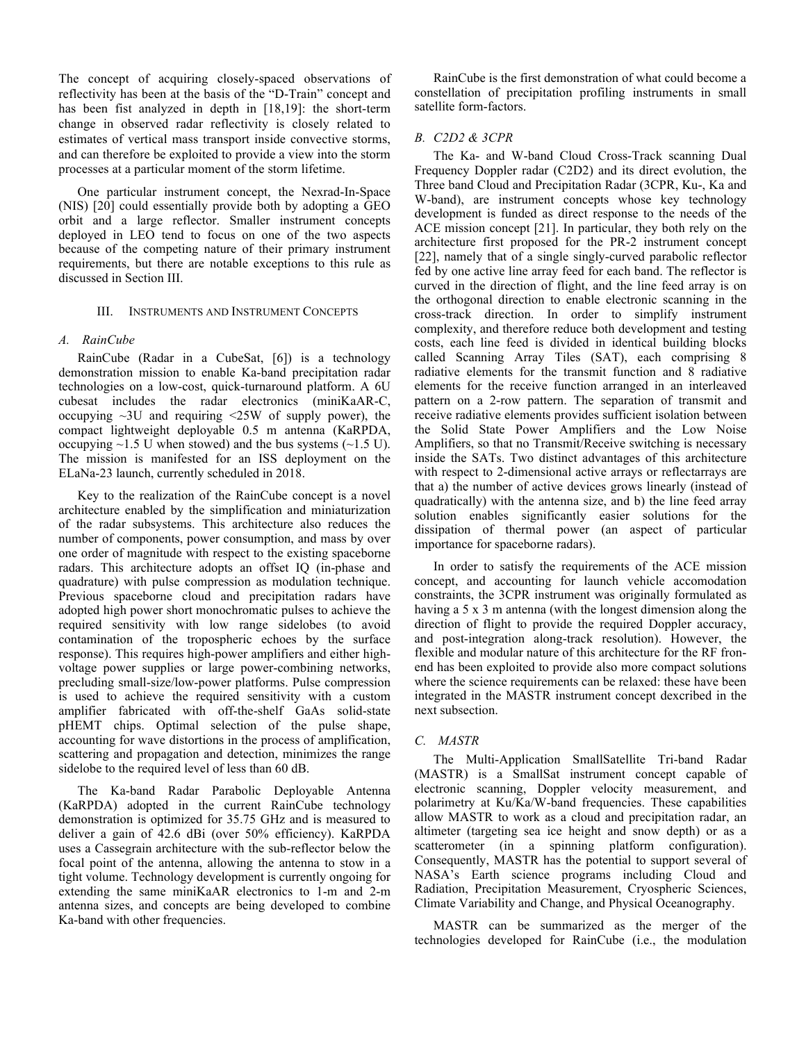The concept of acquiring closely-spaced observations of reflectivity has been at the basis of the "D-Train" concept and has been fist analyzed in depth in [18,19]: the short-term change in observed radar reflectivity is closely related to estimates of vertical mass transport inside convective storms, and can therefore be exploited to provide a view into the storm processes at a particular moment of the storm lifetime.

One particular instrument concept, the Nexrad-In-Space (NIS) [20] could essentially provide both by adopting a GEO orbit and a large reflector. Smaller instrument concepts deployed in LEO tend to focus on one of the two aspects because of the competing nature of their primary instrument requirements, but there are notable exceptions to this rule as discussed in Section III.

## III. Instruments and Instrument Concepts

### *A. RainCube*

RainCube (Radar in a CubeSat, [6]) is a technology demonstration mission to enable Ka-band precipitation radar technologies on a low-cost, quick-turnaround platform. A 6U cubesat includes the radar electronics (miniKaAR-C, occupying ~3U and requiring <25W of supply power), the compact lightweight deployable 0.5 m antenna (KaRPDA, occupying ~1.5 U when stowed) and the bus systems (~1.5 U). The mission is manifested for an ISS deployment on the ELaNa-23 launch, currently scheduled in 2018.

Key to the realization of the RainCube concept is a novel architecture enabled by the simplification and miniaturization of the radar subsystems. This architecture also reduces the number of components, power consumption, and mass by over one order of magnitude with respect to the existing spaceborne radars. This architecture adopts an offset IQ (in-phase and quadrature) with pulse compression as modulation technique. Previous spaceborne cloud and precipitation radars have adopted high power short monochromatic pulses to achieve the required sensitivity with low range sidelobes (to avoid contamination of the tropospheric echoes by the surface response). This requires high-power amplifiers and either high-voltage power supplies or large power-combining networks, precluding small-size/low-power platforms. Pulse compression is used to achieve the required sensitivity with a custom amplifier fabricated with off-the-shelf GaAs solid-state pHEMT chips. Optimal selection of the pulse shape, accounting for wave distortions in the process of amplification, scattering and propagation and detection, minimizes the range sidelobe to the required level of less than 60 dB.

The Ka-band Radar Parabolic Deployable Antenna (KaRPDA) adopted in the current RainCube technology demonstration is optimized for 35.75 GHz and is measured to deliver a gain of 42.6 dBi (over 50% efficiency). KaRPDA uses a Cassegrain architecture with the sub-reflector below the focal point of the antenna, allowing the antenna to stow in a tight volume. Technology development is currently ongoing for extending the same miniKaAR electronics to 1-m and 2-m antenna sizes, and concepts are being developed to combine Ka-band with other frequencies.

RainCube is the first demonstration of what could become a constellation of precipitation profiling instruments in small satellite form-factors.

### *B. C2D2 & 3CPR*

The Ka- and W-band Cloud Cross-Track scanning Dual Frequency Doppler radar (C2D2) and its direct evolution, the Three band Cloud and Precipitation Radar (3CPR, Ku-, Ka and W-band), are instrument concepts whose key technology development is funded as direct response to the needs of the ACE mission concept [21]. In particular, they both rely on the architecture first proposed for the PR-2 instrument concept [22], namely that of a single singly-curved parabolic reflector fed by one active line array feed for each band. The reflector is curved in the direction of flight, and the line feed array is on the orthogonal direction to enable electronic scanning in the cross-track direction. In order to simplify instrument complexity, and therefore reduce both development and testing costs, each line feed is divided in identical building blocks called Scanning Array Tiles (SAT), each comprising 8 radiative elements for the transmit function and 8 radiative elements for the receive function arranged in an interleaved pattern on a 2-row pattern. The separation of transmit and receive radiative elements provides sufficient isolation between the Solid State Power Amplifiers and the Low Noise Amplifiers, so that no Transmit/Receive switching is necessary inside the SATs. Two distinct advantages of this architecture with respect to 2-dimensional active arrays or reflectarrays are that a) the number of active devices grows linearly (instead of quadratically) with the antenna size, and b) the line feed array solution enables significantly easier solutions for the dissipation of thermal power (an aspect of particular importance for spaceborne radars).

In order to satisfy the requirements of the ACE mission concept, and accounting for launch vehicle accomodation constraints, the 3CPR instrument was originally formulated as having a 5 x 3 m antenna (with the longest dimension along the direction of flight to provide the required Doppler accuracy, and post-integration along-track resolution). However, the flexible and modular nature of this architecture for the RF fron-end has been exploited to provide also more compact solutions where the science requirements can be relaxed: these have been integrated in the MASTR instrument concept dexcribed in the next subsection.

### *C. MASTR*

The Multi-Application SmallSatellite Tri-band Radar (MASTR) is a SmallSat instrument concept capable of electronic scanning, Doppler velocity measurement, and polarimetry at Ku/Ka/W-band frequencies. These capabilities allow MASTR to work as a cloud and precipitation radar, an altimeter (targeting sea ice height and snow depth) or as a scatterometer (in a spinning platform configuration). Consequently, MASTR has the potential to support several of NASA's Earth science programs including Cloud and Radiation, Precipitation Measurement, Cryospheric Sciences, Climate Variability and Change, and Physical Oceanography.

MASTR can be summarized as the merger of the technologies developed for RainCube (i.e., the modulation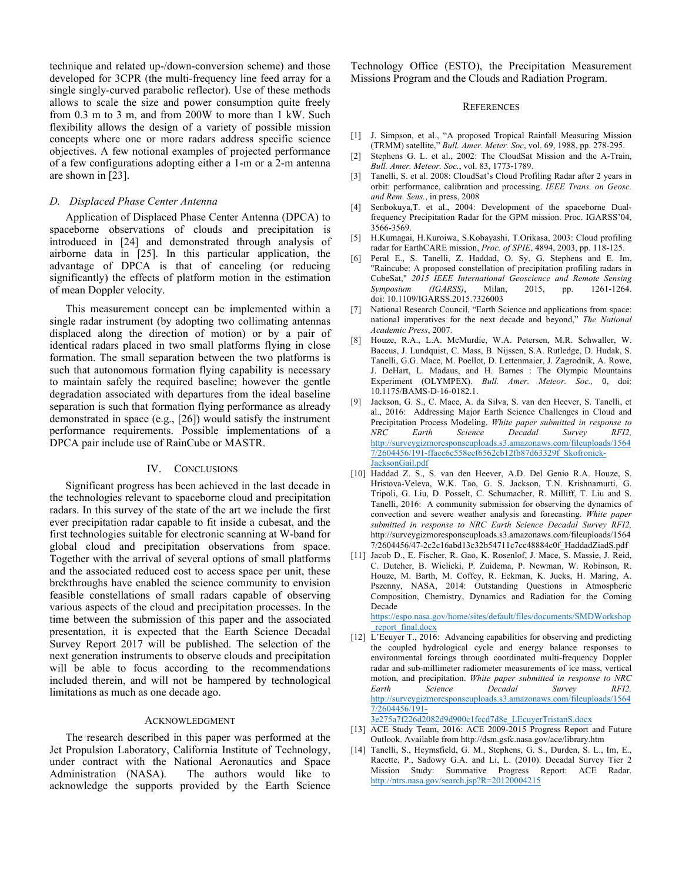technique and related up-/down-conversion scheme) and those developed for 3CPR (the multi-frequency line feed array for a single singly-curved parabolic reflector). Use of these methods allows to scale the size and power consumption quite freely from 0.3 m to 3 m, and from 200W to more than 1 kW. Such flexibility allows the design of a variety of possible mission concepts where one or more radars address specific science objectives. A few notional examples of projected performance of a few configurations adopting either a 1-m or a 2-m antenna are shown in [23].

### *D. Displaced Phase Center Antenna*

Application of Displaced Phase Center Antenna (DPCA) to spaceborne observations of clouds and precipitation is introduced in [24] and demonstrated through analysis of airborne data in [25]. In this particular application, the advantage of DPCA is that of canceling (or reducing significantly) the effects of platform motion in the estimation of mean Doppler velocity.

This measurement concept can be implemented within a single radar instrument (by adopting two collimating antennas displaced along the direction of motion) or by a pair of identical radars placed in two small platforms flying in close formation. The small separation between the two platforms is such that autonomous formation flying capability is necessary to maintain safely the required baseline; however the gentle degradation associated with departures from the ideal baseline separation is such that formation flying performance as already demonstrated in space (e.g., [26]) would satisfy the instrument performance requirements. Possible implementations of a DPCA pair include use of RainCube or MASTR.

## IV. Conclusions

Significant progress has been achieved in the last decade in the technologies relevant to spaceborne cloud and precipitation radars. In this survey of the state of the art we include the first ever precipitation radar capable to fit inside a cubesat, and the first technologies suitable for electronic scanning at W-band for global cloud and precipitation observations from space. Together with the arrival of several options of small platforms and the associated reduced cost to access space per unit, these brekthroughs have enabled the science community to envision feasible constellations of small radars capable of observing various aspects of the cloud and precipitation processes. In the time between the submission of this paper and the associated presentation, it is expected that the Earth Science Decadal Survey Report 2017 will be published. The selection of the next generation instruments to observe clouds and precipitation will be able to focus according to the recommendations included therein, and will not be hampered by technological limitations as much as one decade ago.

## Acknowledgment

The research described in this paper was performed at the Jet Propulsion Laboratory, California Institute of Technology, under contract with the National Aeronautics and Space Administration (NASA). The authors would like to acknowledge the supports provided by the Earth Science Technology Office (ESTO), the Precipitation Measurement Missions Program and the Clouds and Radiation Program.

## References

[1] J. Simpson, et al., "A proposed Tropical Rainfall Measuring Mission (TRMM) satellite," *Bull. Amer. Meter. Soc*, vol. 69, 1988, pp. 278-295.

[2] Stephens G. L. et al., 2002: The CloudSat Mission and the A-Train, *Bull. Amer. Meteor. Soc.*, vol. 83, 1773-1789.

[3] Tanelli, S. et al. 2008: CloudSat's Cloud Profiling Radar after 2 years in orbit: performance, calibration and processing. *IEEE Trans. on Geosc. and Rem. Sens.*, in press, 2008

[4] Senbokuya,T. et al., 2004: Development of the spaceborne Dual-frequency Precipitation Radar for the GPM mission. Proc. IGARSS'04, 3566-3569.

[5] H.Kumagai, H.Kuroiwa, S.Kobayashi, T.Orikasa, 2003: Cloud profiling radar for EarthCARE mission, *Proc. of SPIE*, 4894, 2003, pp. 118-125.

[6] Peral E., S. Tanelli, Z. Haddad, O. Sy, G. Stephens and E. Im, "Raincube: A proposed constellation of precipitation profiling radars in CubeSat," *2015 IEEE International Geoscience and Remote Sensing Symposium (IGARSS)*, Milan, 2015, pp. 1261-1264. doi: 10.1109/IGARSS.2015.7326003

[7] National Research Council, "Earth Science and applications from space: national imperatives for the next decade and beyond," *The National Academic Press*, 2007.

[8] Houze, R.A., L.A. McMurdie, W.A. Petersen, M.R. Schwaller, W. Baccus, J. Lundquist, C. Mass, B. Nijssen, S.A. Rutledge, D. Hudak, S. Tanelli, G.G. Mace, M. Poellot, D. Lettenmaier, J. Zagrodnik, A. Rowe, J. DeHart, L. Madaus, and H. Barnes : The Olympic Mountains Experiment (OLYMPEX). *Bull. Amer. Meteor. Soc.,* 0, doi: 10.1175/BAMS-D-16-0182.1.

[9] Jackson, G. S., C. Mace, A. da Silva, S. van den Heever, S. Tanelli, et al., 2016: Addressing Major Earth Science Challenges in Cloud and Precipitation Process Modeling. *White paper submitted in response to NRC Earth Science Decadal Survey RFI2,* http://surveygizmoresponseuploads.s3.amazonaws.com/fileuploads/15647/2604456/191-ffaec6c558eef6562cb12fb87d63329f_Skofronick-JacksonGail.pdf

[10] Haddad Z. S., S. van den Heever, A.D. Del Genio R.A. Houze, S. Hristova-Veleva, W.K. Tao, G. S. Jackson, T.N. Krishnamurti, G. Tripoli, G. Liu, D. Posselt, C. Schumacher, R. Milliff, T. Liu and S. Tanelli, 2016: A community submission for observing the dynamics of convection and severe weather analysis and forecasting. *White paper submitted in response to NRC Earth Science Decadal Survey RFI2,* http://surveygizmoresponseuploads.s3.amazonaws.com/fileuploads/15647/2604456/47-2c2c16abd13c32b54711c7cc48884c0f_HaddadZiadS.pdf

[11] Jacob D., E. Fischer, R. Gao, K. Rosenlof, J. Mace, S. Massie, J. Reid, C. Dutcher, B. Wielicki, P. Zuidema, P. Newman, W. Robinson, R. Houze, M. Barth, M. Coffey, R. Eckman, K. Jucks, H. Maring, A. Pszenny, NASA, 2014: Outstanding Questions in Atmospheric Composition, Chemistry, Dynamics and Radiation for the Coming Decade https://espo.nasa.gov/home/sites/default/files/documents/SMDWorkshop_report_final.docx

[12] L'Ecuyer T., 2016: Advancing capabilities for observing and predicting the coupled hydrological cycle and energy balance responses to environmental forcings through coordinated multi-frequency Doppler radar and sub-millimeter radiometer measurements of ice mass, vertical motion, and precipitation. *White paper submitted in response to NRC Earth Science Decadal Survey RFI2,* http://surveygizmoresponseuploads.s3.amazonaws.com/fileuploads/15647/2604456/191-3e275a7f226d2082d9d900c1fccd7d8e_LEcuyerTristanS.docx

[13] ACE Study Team, 2016: ACE 2009-2015 Progress Report and Future Outlook. Available from http://dsm.gsfc.nasa.gov/ace/library.htm

[14] Tanelli, S., Heymsfield, G. M., Stephens, G. S., Durden, S. L., Im, E., Racette, P., Sadowy G.A. and Li, L. (2010). Decadal Survey Tier 2 Mission Study: Summative Progress Report: ACE Radar. http://ntrs.nasa.gov/search.jsp?R=20120004215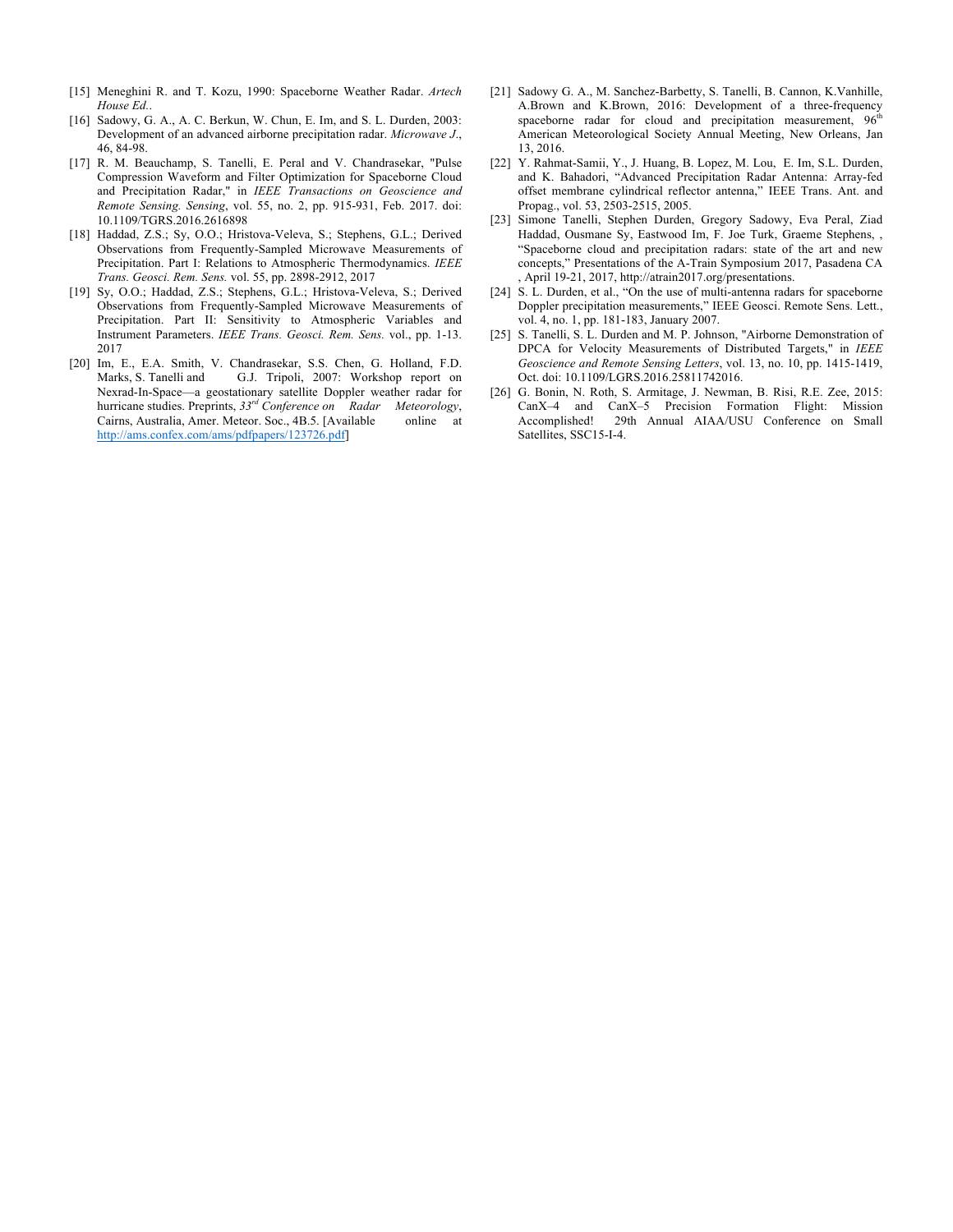[15] Meneghini R. and T. Kozu, 1990: Spaceborne Weather Radar. *Artech House Ed.*.

[16] Sadowy, G. A., A. C. Berkun, W. Chun, E. Im, and S. L. Durden, 2003: Development of an advanced airborne precipitation radar. *Microwave J*., 46, 84-98.

[17] R. M. Beauchamp, S. Tanelli, E. Peral and V. Chandrasekar, "Pulse Compression Waveform and Filter Optimization for Spaceborne Cloud and Precipitation Radar," in *IEEE Transactions on Geoscience and Remote Sensing. Sensing*, vol. 55, no. 2, pp. 915-931, Feb. 2017. doi: 10.1109/TGRS.2016.2616898

[18] Haddad, Z.S.; Sy, O.O.; Hristova-Veleva, S.; Stephens, G.L.; Derived Observations from Frequently-Sampled Microwave Measurements of Precipitation. Part I: Relations to Atmospheric Thermodynamics. *IEEE Trans. Geosci. Rem. Sens.* vol. 55, pp. 2898-2912, 2017

[19] Sy, O.O.; Haddad, Z.S.; Stephens, G.L.; Hristova-Veleva, S.; Derived Observations from Frequently-Sampled Microwave Measurements of Precipitation. Part II: Sensitivity to Atmospheric Variables and Instrument Parameters. *IEEE Trans. Geosci. Rem. Sens.* vol., pp. 1-13. 2017

[20] Im, E., E.A. Smith, V. Chandrasekar, S.S. Chen, G. Holland, F.D. Marks, S. Tanelli and G.J. Tripoli, 2007: Workshop report on Nexrad-In-Space—a geostationary satellite Doppler weather radar for hurricane studies. Preprints, *33rd Conference on Radar Meteorology*, Cairns, Australia, Amer. Meteor. Soc., 4B.5. [Available online at http://ams.confex.com/ams/pdfpapers/123726.pdf]

[21] Sadowy G. A., M. Sanchez-Barbetty, S. Tanelli, B. Cannon, K.Vanhille, A.Brown and K.Brown, 2016: Development of a three-frequency spaceborne radar for cloud and precipitation measurement, 96th American Meteorological Society Annual Meeting, New Orleans, Jan 13, 2016.

[22] Y. Rahmat-Samii, Y., J. Huang, B. Lopez, M. Lou, E. Im, S.L. Durden, and K. Bahadori, "Advanced Precipitation Radar Antenna: Array-fed offset membrane cylindrical reflector antenna," IEEE Trans. Ant. and Propag., vol. 53, 2503-2515, 2005.

[23] Simone Tanelli, Stephen Durden, Gregory Sadowy, Eva Peral, Ziad Haddad, Ousmane Sy, Eastwood Im, F. Joe Turk, Graeme Stephens, , "Spaceborne cloud and precipitation radars: state of the art and new concepts," Presentations of the A-Train Symposium 2017, Pasadena CA , April 19-21, 2017, http://atrain2017.org/presentations.

[24] S. L. Durden, et al., "On the use of multi-antenna radars for spaceborne Doppler precipitation measurements," IEEE Geosci. Remote Sens. Lett., vol. 4, no. 1, pp. 181-183, January 2007.

[25] S. Tanelli, S. L. Durden and M. P. Johnson, "Airborne Demonstration of DPCA for Velocity Measurements of Distributed Targets," in *IEEE Geoscience and Remote Sensing Letters*, vol. 13, no. 10, pp. 1415-1419, Oct. doi: 10.1109/LGRS.2016.25811742016.

[26] G. Bonin, N. Roth, S. Armitage, J. Newman, B. Risi, R.E. Zee, 2015: CanX–4 and CanX–5 Precision Formation Flight: Mission Accomplished! 29th Annual AIAA/USU Conference on Small Satellites, SSC15-I-4.